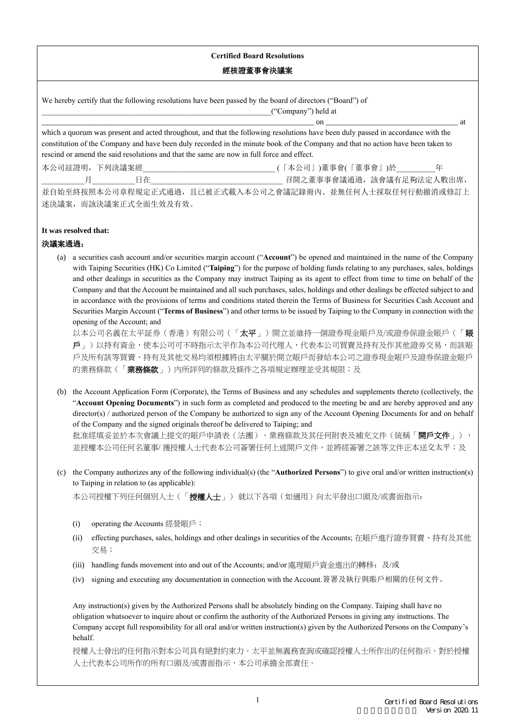**Certified Board Resolutions**

**經核證董事會決議案**

We hereby certify that the following resolutions have been passed by the board of directors ("Board") of ________________________________________________________________("Company") held at ______________________________________________________________________ on __________________________________ at which a quorum was present and acted throughout, and that the following resolutions have been duly passed in accordance with the constitution of the Company and have been duly recorded in the minute book of the Company and that no action have been taken to rescind or amend the said resolutions and that the same are now in full force and effect.

本公司茲證明，下列決議案經__________________________________(「本公司」)董事會(「董事會」)於__________年__________月__________日在__________________________________召開之董事事會議通過，該會議有足夠法定人數出席，並自始至終按照本公司章程規定正式通過，且已被正式載入本公司之會議記錄冊內。並無任何人士採取任何行動撤消或修訂上述決議案，而該決議案正式全面生效及有效。

**It was resolved that:**

**決議案通過：**

(a) a securities cash account and/or securities margin account ("**Account**") be opened and maintained in the name of the Company with Taiping Securities (HK) Co Limited ("**Taiping**") for the purpose of holding funds relating to any purchases, sales, holdings and other dealings in securities as the Company may instruct Taiping as its agent to effect from time to time on behalf of the Company and that the Account be maintained and all such purchases, sales, holdings and other dealings be effected subject to and in accordance with the provisions of terms and conditions stated therein the Terms of Business for Securities Cash Account and Securities Margin Account ("**Terms of Business**") and other terms to be issued by Taiping to the Company in connection with the opening of the Account; and

以本公司名義在太平証券（香港）有限公司（「**太平**」）開立並維持一個證券現金賬戶及/或證券保證金賬戶（「**賬戶**」）以持有資金，使本公司可不時指示太平作為本公司代理人，代表本公司買賣及持有及作其他證券交易，而該賬戶及所有該等買賣、持有及其他交易均須根據將由太平關於開立賬戶而發給本公司之證券現金賬戶及證券保證金賬戶的業務條款（「**業務條款**」）內所詳列的條款及條件之各項規定辦理並受其規限；及

(b) the Account Application Form (Corporate), the Terms of Business and any schedules and supplements thereto (collectively, the "**Account Opening Documents**") in such form as completed and produced to the meeting be and are hereby approved and any director(s) / authorized person of the Company be authorized to sign any of the Account Opening Documents for and on behalf of the Company and the signed originals thereof be delivered to Taiping; and

批准經填妥並於本次會議上提交的賬戶申請表（法團）、業務條款及其任何附表及補充文件（統稱「**開戶文件**」），並授權本公司任何名董事/ 獲授權人士代表本公司簽署任何上述開戶文件，並將經簽署之該等文件正本送交太平；及

(c) the Company authorizes any of the following individual(s) (the "**Authorized Persons**") to give oral and/or written instruction(s) to Taiping in relation to (as applicable):

本公司授權下列任何個別人士（「**授權人士**」） 就以下各項（如適用）向太平發出口頭及/或書面指示：

(i) operating the Accounts 經營賬戶；

(ii) effecting purchases, sales, holdings and other dealings in securities of the Accounts; 在賬戶進行證券買賣、持有及其他交易；

(iii) handling funds movement into and out of the Accounts; and/or 處理賬戶資金進出的轉移；及/或

(iv) signing and executing any documentation in connection with the Account. 簽署及執行與賬戶相關的任何文件。

Any instruction(s) given by the Authorized Persons shall be absolutely binding on the Company. Taiping shall have no obligation whatsoever to inquire about or confirm the authority of the Authorized Persons in giving any instructions. The Company accept full responsibility for all oral and/or written instruction(s) given by the Authorized Persons on the Company's behalf.

授權人士發出的任何指示對本公司具有絕對約束力。太平並無義務查詢或確認授權人士所作出的任何指示。對於授權人士代表本公司所作的所有口頭及/或書面指示，本公司承擔全部責任。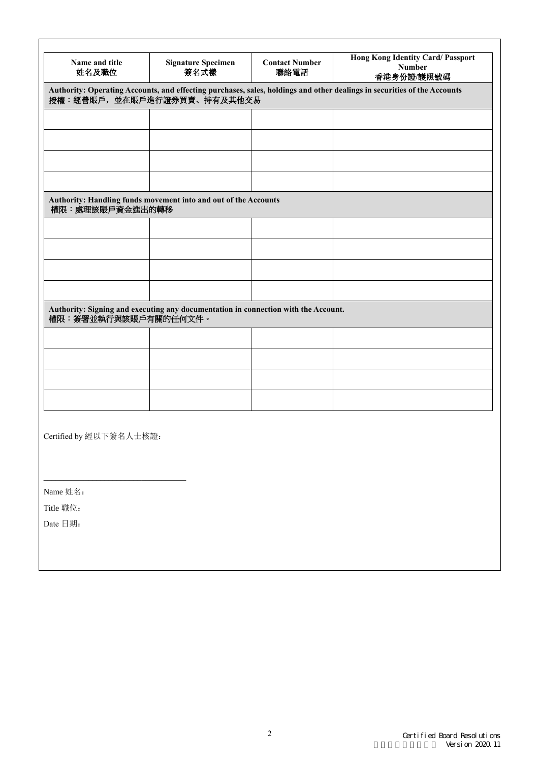| Name and title 姓名及職位 | Signature Specimen 簽名式樣 | Contact Number 聯絡電話 | Hong Kong Identity Card/ Passport Number 香港身份證/護照號碼 |
| --- | --- | --- | --- |
| **Authority: Operating Accounts, and effecting purchases, sales, holdings and other dealings in securities of the Accounts 授權：經營賬戶，並在賬戶進行證券買賣、持有及其他交易** | | | |
| | | | |
| | | | |
| | | | |
| | | | |
| **Authority: Handling funds movement into and out of the Accounts 權限：處理該賬戶資金進出的轉移** | | | |
| | | | |
| | | | |
| | | | |
| | | | |
| **Authority: Signing and executing any documentation in connection with the Account. 權限：簽署並執行與該賬戶有關的任何文件。** | | | |
| | | | |
| | | | |
| | | | |
| | | | |

Certified by 經以下簽名人士核證：

\_\_\_\_\_\_\_\_\_\_\_\_\_\_\_\_\_\_\_\_\_\_\_\_\_\_\_\_\_\_\_\_

Name 姓名：

Title 職位：

Date 日期：